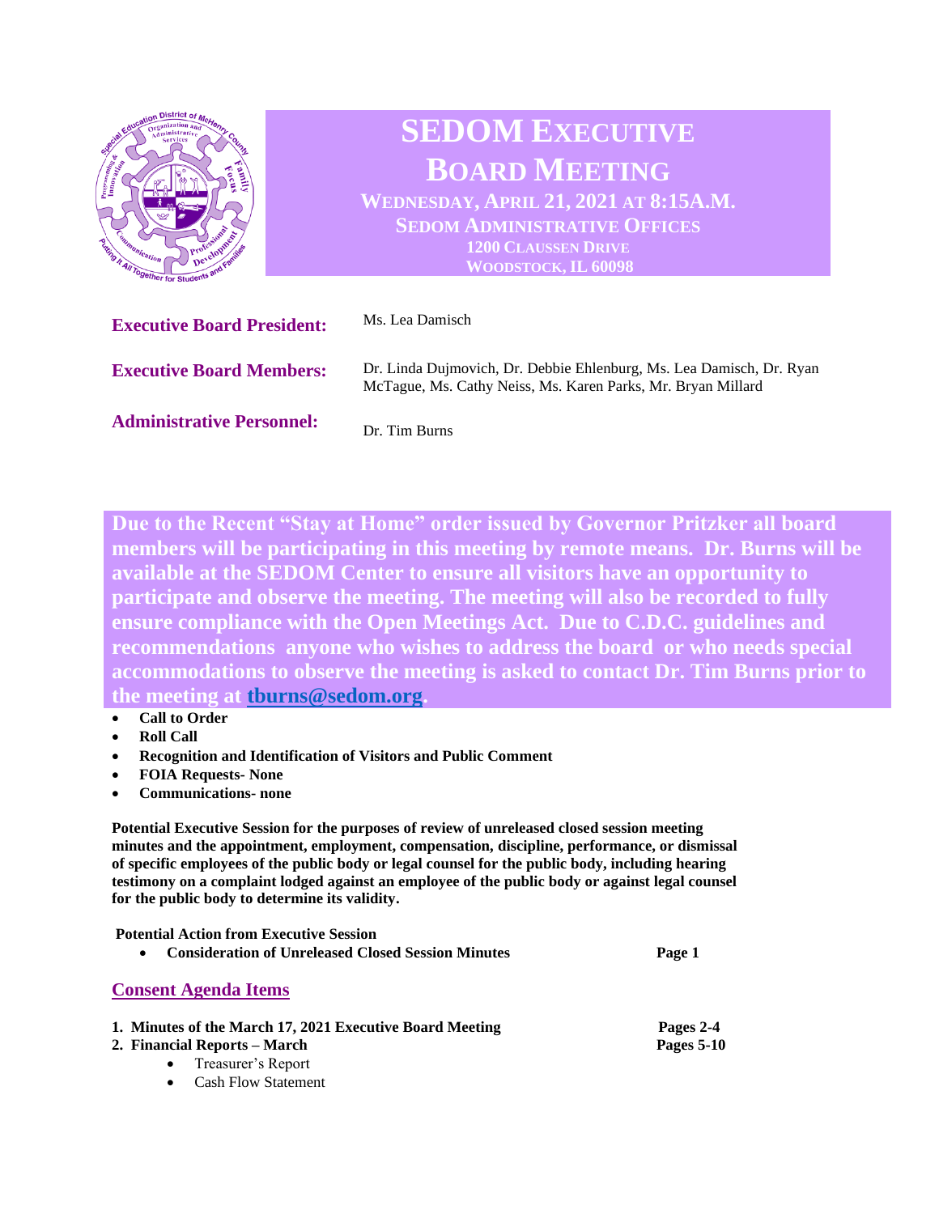# SEDOM EXECUTIVE BOARD MEETING

**WEDNESDAY, APRIL 21, 2021 AT 8:15A.M.**
**SEDOM ADMINISTRATIVE OFFICES**
**1200 CLAUSSEN DRIVE**
**WOODSTOCK, IL 60098**

**Executive Board President:** Ms. Lea Damisch

**Executive Board Members:** Dr. Linda Dujmovich, Dr. Debbie Ehlenburg, Ms. Lea Damisch, Dr. Ryan McTague, Ms. Cathy Neiss, Ms. Karen Parks, Mr. Bryan Millard

**Administrative Personnel:** Dr. Tim Burns

**Due to the Recent "Stay at Home" order issued by Governor Pritzker all board members will be participating in this meeting by remote means. Dr. Burns will be available at the SEDOM Center to ensure all visitors have an opportunity to participate and observe the meeting. The meeting will also be recorded to fully ensure compliance with the Open Meetings Act. Due to C.D.C. guidelines and recommendations anyone who wishes to address the board or who needs special accommodations to observe the meeting is asked to contact Dr. Tim Burns prior to the meeting at tburns@sedom.org.**

- **Call to Order**
- **Roll Call**
- **Recognition and Identification of Visitors and Public Comment**
- **FOIA Requests- None**
- **Communications- none**

**Potential Executive Session for the purposes of review of unreleased closed session meeting minutes and the appointment, employment, compensation, discipline, performance, or dismissal of specific employees of the public body or legal counsel for the public body, including hearing testimony on a complaint lodged against an employee of the public body or against legal counsel for the public body to determine its validity.**

**Potential Action from Executive Session**

- **Consideration of Unreleased Closed Session Minutes** — **Page 1**

## Consent Agenda Items

1. **Minutes of the March 17, 2021 Executive Board Meeting** — **Pages 2-4**
2. **Financial Reports – March** — **Pages 5-10**
   - Treasurer's Report
   - Cash Flow Statement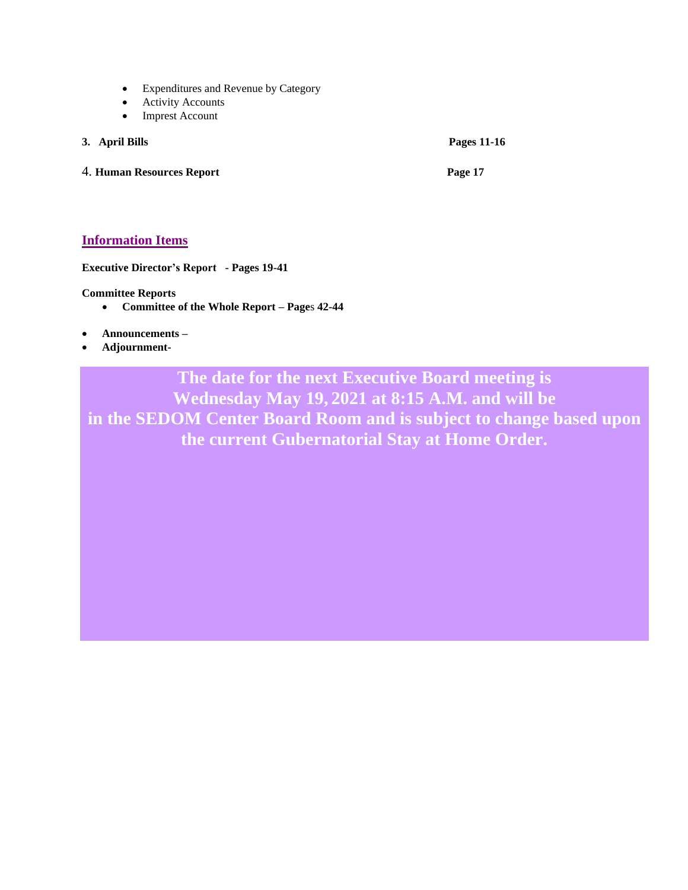- Expenditures and Revenue by Category
- Activity Accounts
- Imprest Account

**3. April Bills** **Pages 11-16**

4. **Human Resources Report** **Page 17**

## Information Items

**Executive Director's Report - Pages 19-41**

**Committee Reports**

- **Committee of the Whole Report – Pages 42-44**

- **Announcements –**
- **Adjournment-**

**The date for the next Executive Board meeting is Wednesday May 19, 2021 at 8:15 A.M. and will be in the SEDOM Center Board Room and is subject to change based upon the current Gubernatorial Stay at Home Order.**